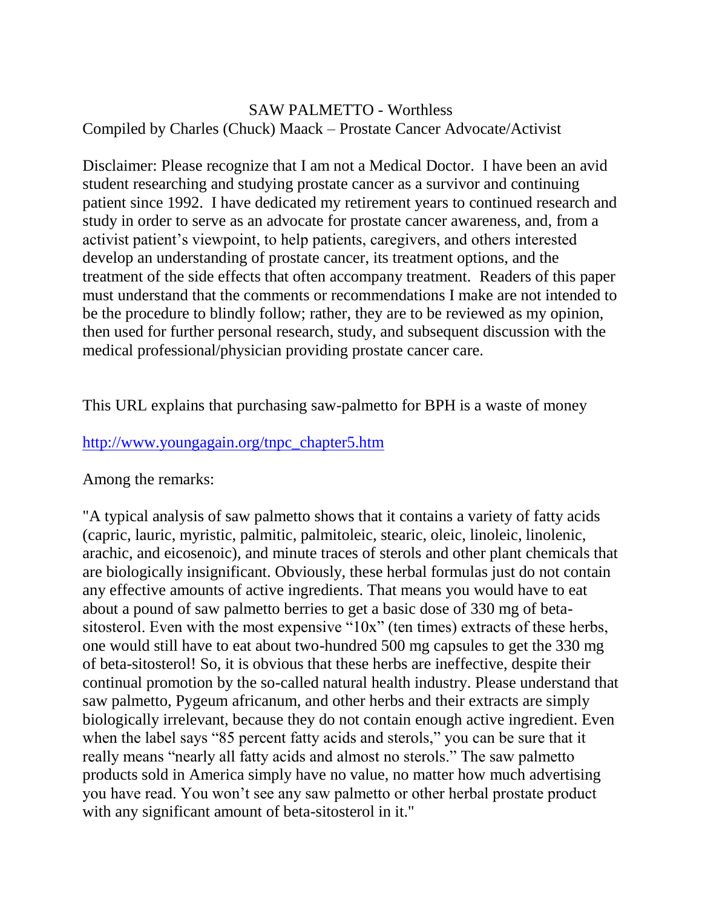# SAW PALMETTO - Worthless

Compiled by Charles (Chuck) Maack – Prostate Cancer Advocate/Activist

Disclaimer: Please recognize that I am not a Medical Doctor. I have been an avid student researching and studying prostate cancer as a survivor and continuing patient since 1992. I have dedicated my retirement years to continued research and study in order to serve as an advocate for prostate cancer awareness, and, from a activist patient's viewpoint, to help patients, caregivers, and others interested develop an understanding of prostate cancer, its treatment options, and the treatment of the side effects that often accompany treatment. Readers of this paper must understand that the comments or recommendations I make are not intended to be the procedure to blindly follow; rather, they are to be reviewed as my opinion, then used for further personal research, study, and subsequent discussion with the medical professional/physician providing prostate cancer care.

This URL explains that purchasing saw-palmetto for BPH is a waste of money

[http://www.youngagain.org/tnpc_chapter5.htm](http://www.youngagain.org/tnpc_chapter5.htm)

Among the remarks:

"A typical analysis of saw palmetto shows that it contains a variety of fatty acids (capric, lauric, myristic, palmitic, palmitoleic, stearic, oleic, linoleic, linolenic, arachic, and eicosenoic), and minute traces of sterols and other plant chemicals that are biologically insignificant. Obviously, these herbal formulas just do not contain any effective amounts of active ingredients. That means you would have to eat about a pound of saw palmetto berries to get a basic dose of 330 mg of beta-sitosterol. Even with the most expensive "10x" (ten times) extracts of these herbs, one would still have to eat about two-hundred 500 mg capsules to get the 330 mg of beta-sitosterol! So, it is obvious that these herbs are ineffective, despite their continual promotion by the so-called natural health industry. Please understand that saw palmetto, Pygeum africanum, and other herbs and their extracts are simply biologically irrelevant, because they do not contain enough active ingredient. Even when the label says "85 percent fatty acids and sterols," you can be sure that it really means "nearly all fatty acids and almost no sterols." The saw palmetto products sold in America simply have no value, no matter how much advertising you have read. You won't see any saw palmetto or other herbal prostate product with any significant amount of beta-sitosterol in it."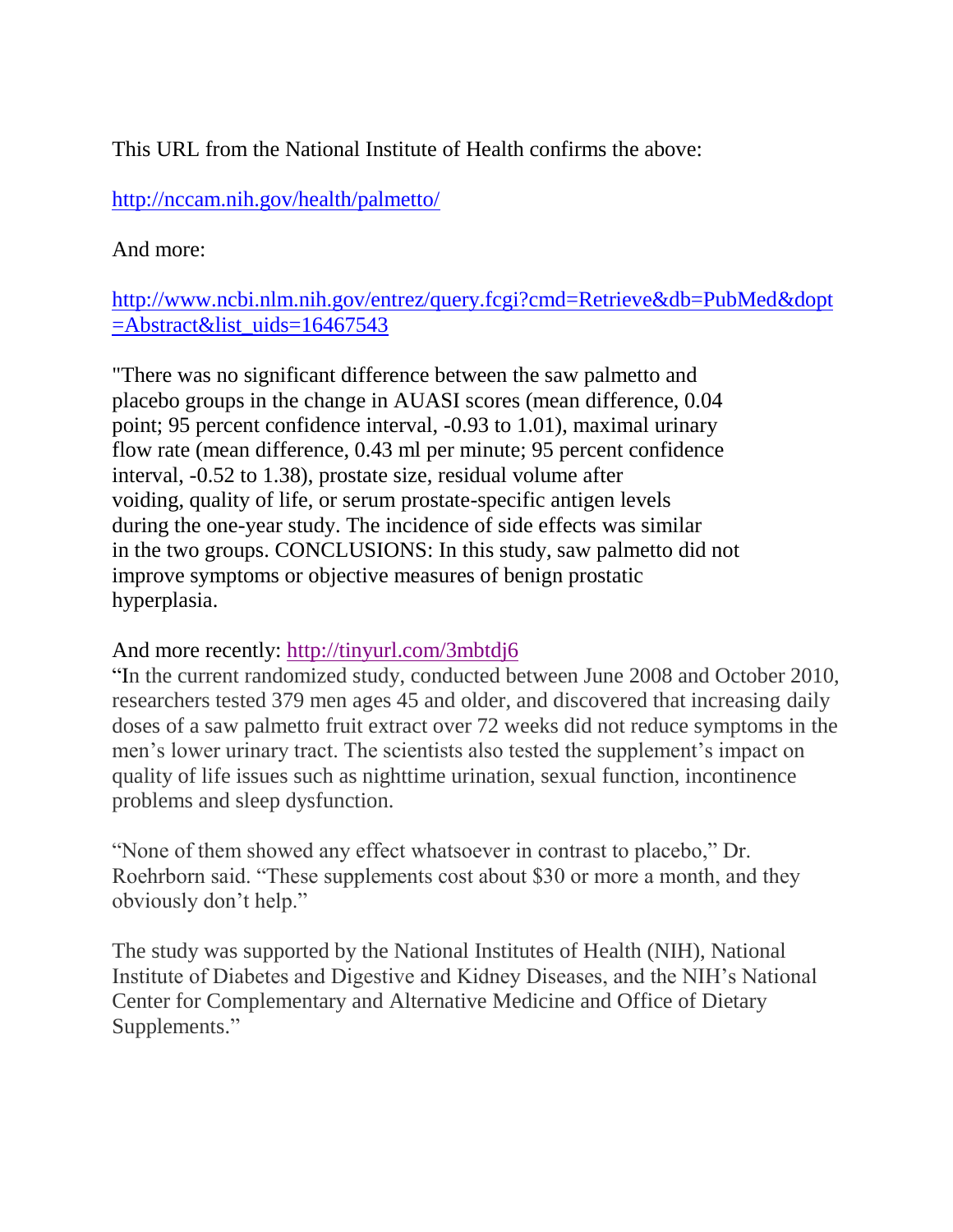This URL from the National Institute of Health confirms the above:

http://nccam.nih.gov/health/palmetto/

And more:

http://www.ncbi.nlm.nih.gov/entrez/query.fcgi?cmd=Retrieve&db=PubMed&dopt=Abstract&list_uids=16467543

"There was no significant difference between the saw palmetto and placebo groups in the change in AUASI scores (mean difference, 0.04 point; 95 percent confidence interval, -0.93 to 1.01), maximal urinary flow rate (mean difference, 0.43 ml per minute; 95 percent confidence interval, -0.52 to 1.38), prostate size, residual volume after voiding, quality of life, or serum prostate-specific antigen levels during the one-year study. The incidence of side effects was similar in the two groups. CONCLUSIONS: In this study, saw palmetto did not improve symptoms or objective measures of benign prostatic hyperplasia.

And more recently: http://tinyurl.com/3mbtdj6

"In the current randomized study, conducted between June 2008 and October 2010, researchers tested 379 men ages 45 and older, and discovered that increasing daily doses of a saw palmetto fruit extract over 72 weeks did not reduce symptoms in the men's lower urinary tract. The scientists also tested the supplement's impact on quality of life issues such as nighttime urination, sexual function, incontinence problems and sleep dysfunction.

"None of them showed any effect whatsoever in contrast to placebo," Dr. Roehrborn said. "These supplements cost about $30 or more a month, and they obviously don't help."

The study was supported by the National Institutes of Health (NIH), National Institute of Diabetes and Digestive and Kidney Diseases, and the NIH's National Center for Complementary and Alternative Medicine and Office of Dietary Supplements."